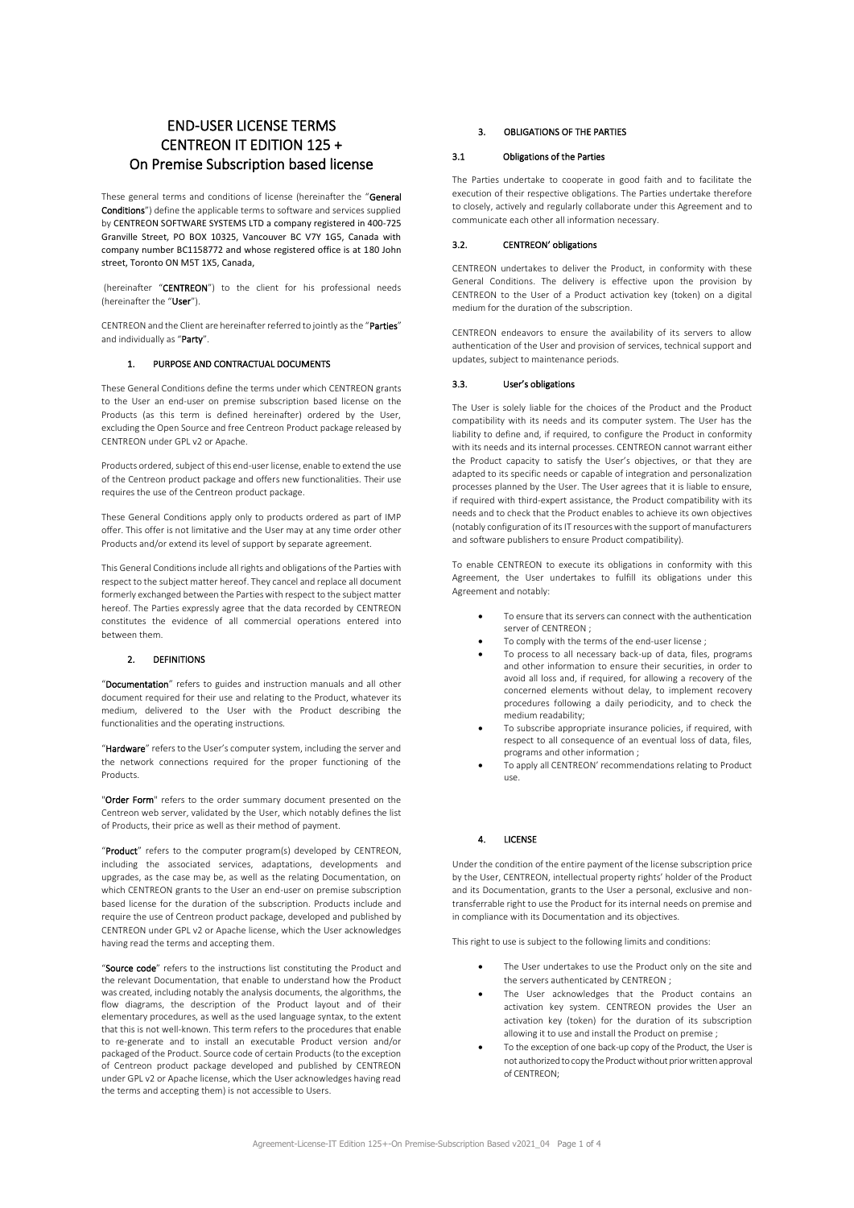# END-USER LICENSE TERMS
# CENTREON IT EDITION 125 +
# On Premise Subscription based license

These general terms and conditions of license (hereinafter the "**General Conditions**") define the applicable terms to software and services supplied by **CENTREON SOFTWARE SYSTEMS LTD a company registered in 400-725 Granville Street, PO BOX 10325, Vancouver BC V7Y 1G5, Canada with company number BC1158772 and whose registered office is at 180 John street, Toronto ON M5T 1X5, Canada,**

(hereinafter "**CENTREON**") to the client for his professional needs (hereinafter the "**User**").

CENTREON and the Client are hereinafter referred to jointly as the "**Parties**" and individually as "**Party**".

## 1. PURPOSE AND CONTRACTUAL DOCUMENTS

These General Conditions define the terms under which CENTREON grants to the User an end-user on premise subscription based license on the Products (as this term is defined hereinafter) ordered by the User, excluding the Open Source and free Centreon Product package released by CENTREON under GPL v2 or Apache.

Products ordered, subject of this end-user license, enable to extend the use of the Centreon product package and offers new functionalities. Their use requires the use of the Centreon product package.

These General Conditions apply only to products ordered as part of IMP offer. This offer is not limitative and the User may at any time order other Products and/or extend its level of support by separate agreement.

This General Conditions include all rights and obligations of the Parties with respect to the subject matter hereof. They cancel and replace all document formerly exchanged between the Parties with respect to the subject matter hereof. The Parties expressly agree that the data recorded by CENTREON constitutes the evidence of all commercial operations entered into between them.

## 2. DEFINITIONS

"**Documentation**" refers to guides and instruction manuals and all other document required for their use and relating to the Product, whatever its medium, delivered to the User with the Product describing the functionalities and the operating instructions.

"**Hardware**" refers to the User's computer system, including the server and the network connections required for the proper functioning of the Products.

"**Order Form**" refers to the order summary document presented on the Centreon web server, validated by the User, which notably defines the list of Products, their price as well as their method of payment.

"**Product**" refers to the computer program(s) developed by CENTREON, including the associated services, adaptations, developments and upgrades, as the case may be, as well as the relating Documentation, on which CENTREON grants to the User an end-user on premise subscription based license for the duration of the subscription. Products include and require the use of Centreon product package, developed and published by CENTREON under GPL v2 or Apache license, which the User acknowledges having read the terms and accepting them.

"**Source code**" refers to the instructions list constituting the Product and the relevant Documentation, that enable to understand how the Product was created, including notably the analysis documents, the algorithms, the flow diagrams, the description of the Product layout and of their elementary procedures, as well as the used language syntax, to the extent that this is not well-known. This term refers to the procedures that enable to re-generate and to install an executable Product version and/or packaged of the Product. Source code of certain Products (to the exception of Centreon product package developed and published by CENTREON under GPL v2 or Apache license, which the User acknowledges having read the terms and accepting them) is not accessible to Users.

## 3. OBLIGATIONS OF THE PARTIES

### 3.1 Obligations of the Parties

The Parties undertake to cooperate in good faith and to facilitate the execution of their respective obligations. The Parties undertake therefore to closely, actively and regularly collaborate under this Agreement and to communicate each other all information necessary.

### 3.2. CENTREON' obligations

CENTREON undertakes to deliver the Product, in conformity with these General Conditions. The delivery is effective upon the provision by CENTREON to the User of a Product activation key (token) on a digital medium for the duration of the subscription.

CENTREON endeavors to ensure the availability of its servers to allow authentication of the User and provision of services, technical support and updates, subject to maintenance periods.

### 3.3. User's obligations

The User is solely liable for the choices of the Product and the Product compatibility with its needs and its computer system. The User has the liability to define and, if required, to configure the Product in conformity with its needs and its internal processes. CENTREON cannot warrant either the Product capacity to satisfy the User's objectives, or that they are adapted to its specific needs or capable of integration and personalization processes planned by the User. The User agrees that it is liable to ensure, if required with third-expert assistance, the Product compatibility with its needs and to check that the Product enables to achieve its own objectives (notably configuration of its IT resources with the support of manufacturers and software publishers to ensure Product compatibility).

To enable CENTREON to execute its obligations in conformity with this Agreement, the User undertakes to fulfill its obligations under this Agreement and notably:

- To ensure that its servers can connect with the authentication server of CENTREON ;
- To comply with the terms of the end-user license ;
- To process to all necessary back-up of data, files, programs and other information to ensure their securities, in order to avoid all loss and, if required, for allowing a recovery of the concerned elements without delay, to implement recovery procedures following a daily periodicity, and to check the medium readability;
- To subscribe appropriate insurance policies, if required, with respect to all consequence of an eventual loss of data, files, programs and other information ;
- To apply all CENTREON' recommendations relating to Product use.

## 4. LICENSE

Under the condition of the entire payment of the license subscription price by the User, CENTREON, intellectual property rights' holder of the Product and its Documentation, grants to the User a personal, exclusive and non-transferrable right to use the Product for its internal needs on premise and in compliance with its Documentation and its objectives.

This right to use is subject to the following limits and conditions:

- The User undertakes to use the Product only on the site and the servers authenticated by CENTREON ;
- The User acknowledges that the Product contains an activation key system. CENTREON provides the User an activation key (token) for the duration of its subscription allowing it to use and install the Product on premise ;
- To the exception of one back-up copy of the Product, the User is not authorized to copy the Product without prior written approval of CENTREON;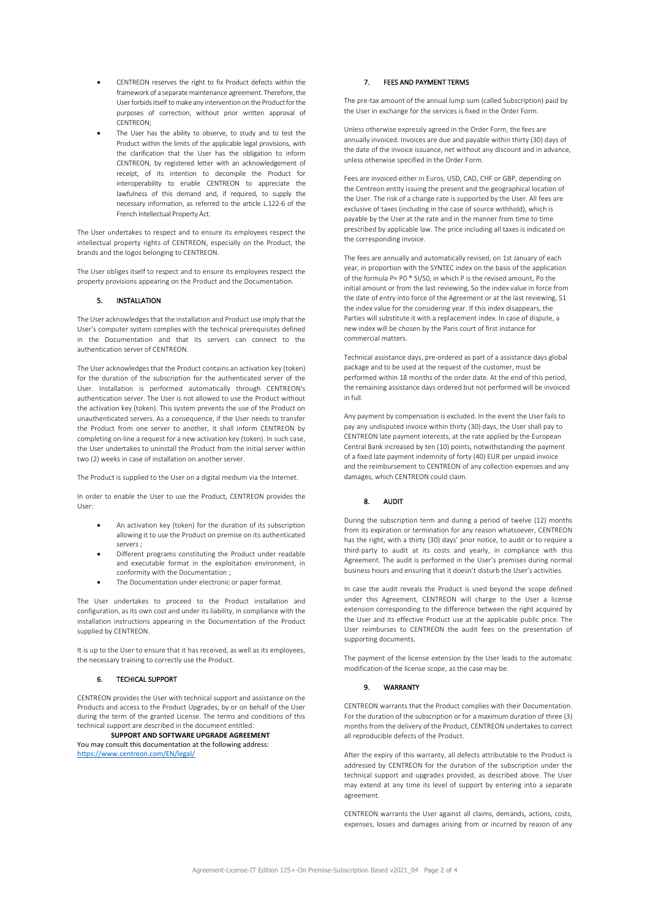- CENTREON reserves the right to fix Product defects within the framework of a separate maintenance agreement. Therefore, the User forbids itself to make any intervention on the Product for the purposes of correction, without prior written approval of CENTREON;
- The User has the ability to observe, to study and to test the Product within the limits of the applicable legal provisions, with the clarification that the User has the obligation to inform CENTREON, by registered letter with an acknowledgement of receipt, of its intention to decompile the Product for interoperability to enable CENTREON to appreciate the lawfulness of this demand and, if required, to supply the necessary information, as referred to the article L.122-6 of the French Intellectual Property Act.

The User undertakes to respect and to ensure its employees respect the intellectual property rights of CENTREON, especially on the Product, the brands and the logos belonging to CENTREON.

The User obliges itself to respect and to ensure its employees respect the property provisions appearing on the Product and the Documentation.

## 5. INSTALLATION

The User acknowledges that the installation and Product use imply that the User's computer system complies with the technical prerequisites defined in the Documentation and that its servers can connect to the authentication server of CENTREON.

The User acknowledges that the Product contains an activation key (token) for the duration of the subscription for the authenticated server of the User. Installation is performed automatically through CENTREON's authentication server. The User is not allowed to use the Product without the activation key (token). This system prevents the use of the Product on unauthenticated servers. As a consequence, if the User needs to transfer the Product from one server to another, it shall inform CENTREON by completing on-line a request for a new activation key (token). In such case, the User undertakes to uninstall the Product from the initial server within two (2) weeks in case of installation on another server.

The Product is supplied to the User on a digital medium via the Internet.

In order to enable the User to use the Product, CENTREON provides the User:

- An activation key (token) for the duration of its subscription allowing it to use the Product on premise on its authenticated servers ;
- Different programs constituting the Product under readable and executable format in the exploitation environment, in conformity with the Documentation ;
- The Documentation under electronic or paper format.

The User undertakes to proceed to the Product installation and configuration, as its own cost and under its liability, in compliance with the installation instructions appearing in the Documentation of the Product supplied by CENTREON.

It is up to the User to ensure that it has received, as well as its employees, the necessary training to correctly use the Product.

## 6. TECHICAL SUPPORT

CENTREON provides the User with technical support and assistance on the Products and access to the Product Upgrades, by or on behalf of the User during the term of the granted License. The terms and conditions of this technical support are described in the document entitled:

**SUPPORT AND SOFTWARE UPGRADE AGREEMENT**

You may consult this documentation at the following address: https://www.centreon.com/EN/legal/

## 7. FEES AND PAYMENT TERMS

The pre-tax amount of the annual lump sum (called Subscription) paid by the User in exchange for the services is fixed in the Order Form.

Unless otherwise expressly agreed in the Order Form, the fees are annually invoiced. Invoices are due and payable within thirty (30) days of the date of the invoice issuance, net without any discount and in advance, unless otherwise specified in the Order Form.

Fees are invoiced either in Euros, USD, CAD, CHF or GBP, depending on the Centreon entity issuing the present and the geographical location of the User. The risk of a change rate is supported by the User. All fees are exclusive of taxes (including in the case of source withhold), which is payable by the User at the rate and in the manner from time to time prescribed by applicable law. The price including all taxes is indicated on the corresponding invoice.

The fees are annually and automatically revised, on 1st January of each year, in proportion with the SYNTEC index on the basis of the application of the formula P= P0 * SI/S0, in which P is the revised amount, Po the initial amount or from the last reviewing, So the index value in force from the date of entry into force of the Agreement or at the last reviewing, S1 the index value for the considering year. If this index disappears, the Parties will substitute it with a replacement index. In case of dispute, a new index will be chosen by the Paris court of first instance for commercial matters.

Technical assistance days, pre-ordered as part of a assistance days global package and to be used at the request of the customer, must be performed within 18 months of the order date. At the end of this period, the remaining assistance days ordered but not performed will be invoiced in full.

Any payment by compensation is excluded. In the event the User fails to pay any undisputed invoice within thirty (30) days, the User shall pay to CENTREON late payment interests, at the rate applied by the European Central Bank increased by ten (10) points, notwithstanding the payment of a fixed late payment indemnity of forty (40) EUR per unpaid invoice and the reimbursement to CENTREON of any collection expenses and any damages, which CENTREON could claim.

## 8. AUDIT

During the subscription term and during a period of twelve (12) months from its expiration or termination for any reason whatsoever, CENTREON has the right, with a thirty (30) days' prior notice, to audit or to require a third-party to audit at its costs and yearly, in compliance with this Agreement. The audit is performed in the User's premises during normal business hours and ensuring that it doesn't disturb the User's activities.

In case the audit reveals the Product is used beyond the scope defined under this Agreement, CENTREON will charge to the User a license extension corresponding to the difference between the right acquired by the User and its effective Product use at the applicable public price. The User reimburses to CENTREON the audit fees on the presentation of supporting documents.

The payment of the license extension by the User leads to the automatic modification of the license scope, as the case may be.

## 9. WARRANTY

CENTREON warrants that the Product complies with their Documentation. For the duration of the subscription or for a maximum duration of three (3) months from the delivery of the Product, CENTREON undertakes to correct all reproducible defects of the Product.

After the expiry of this warranty, all defects attributable to the Product is addressed by CENTREON for the duration of the subscription under the technical support and upgrades provided, as described above. The User may extend at any time its level of support by entering into a separate agreement.

CENTREON warrants the User against all claims, demands, actions, costs, expenses, losses and damages arising from or incurred by reason of any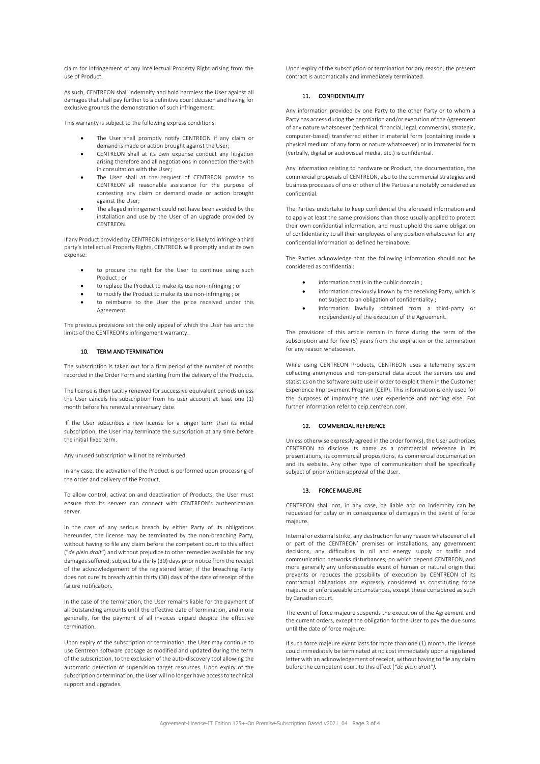claim for infringement of any Intellectual Property Right arising from the use of Product.

As such, CENTREON shall indemnify and hold harmless the User against all damages that shall pay further to a definitive court decision and having for exclusive grounds the demonstration of such infringement.

This warranty is subject to the following express conditions:

- The User shall promptly notify CENTREON if any claim or demand is made or action brought against the User;
- CENTREON shall at its own expense conduct any litigation arising therefore and all negotiations in connection therewith in consultation with the User;
- The User shall at the request of CENTREON provide to CENTREON all reasonable assistance for the purpose of contesting any claim or demand made or action brought against the User;
- The alleged infringement could not have been avoided by the installation and use by the User of an upgrade provided by CENTREON.

If any Product provided by CENTREON infringes or is likely to infringe a third party's Intellectual Property Rights, CENTREON will promptly and at its own expense:

- to procure the right for the User to continue using such Product ; or
- to replace the Product to make its use non-infringing ; or
- to modify the Product to make its use non-infringing ; or
- to reimburse to the User the price received under this Agreement.

The previous provisions set the only appeal of which the User has and the limits of the CENTREON's infringement warranty.

## 10. TERM AND TERMINATION

The subscription is taken out for a firm period of the number of months recorded in the Order Form and starting from the delivery of the Products.

The license is then tacitly renewed for successive equivalent periods unless the User cancels his subscription from his user account at least one (1) month before his renewal anniversary date.

If the User subscribes a new license for a longer term than its initial subscription, the User may terminate the subscription at any time before the initial fixed term.

Any unused subscription will not be reimbursed.

In any case, the activation of the Product is performed upon processing of the order and delivery of the Product.

To allow control, activation and deactivation of Products, the User must ensure that its servers can connect with CENTREON's authentication server.

In the case of any serious breach by either Party of its obligations hereunder, the license may be terminated by the non-breaching Party, without having to file any claim before the competent court to this effect ("*de plein droit*") and without prejudice to other remedies available for any damages suffered, subject to a thirty (30) days prior notice from the receipt of the acknowledgement of the registered letter, if the breaching Party does not cure its breach within thirty (30) days of the date of receipt of the failure notification.

In the case of the termination, the User remains liable for the payment of all outstanding amounts until the effective date of termination, and more generally, for the payment of all invoices unpaid despite the effective termination.

Upon expiry of the subscription or termination, the User may continue to use Centreon software package as modified and updated during the term of the subscription, to the exclusion of the auto-discovery tool allowing the automatic detection of supervision target resources. Upon expiry of the subscription or termination, the User will no longer have access to technical support and upgrades.

Upon expiry of the subscription or termination for any reason, the present contract is automatically and immediately terminated.

## 11. CONFIDENTIALITY

Any information provided by one Party to the other Party or to whom a Party has access during the negotiation and/or execution of the Agreement of any nature whatsoever (technical, financial, legal, commercial, strategic, computer-based) transferred either in material form (containing inside a physical medium of any form or nature whatsoever) or in immaterial form (verbally, digital or audiovisual media, etc.) is confidential.

Any information relating to hardware or Product, the documentation, the commercial proposals of CENTREON, also to the commercial strategies and business processes of one or other of the Parties are notably considered as confidential.

The Parties undertake to keep confidential the aforesaid information and to apply at least the same provisions than those usually applied to protect their own confidential information, and must uphold the same obligation of confidentiality to all their employees of any position whatsoever for any confidential information as defined hereinabove.

The Parties acknowledge that the following information should not be considered as confidential:

- information that is in the public domain ;
- information previously known by the receiving Party, which is not subject to an obligation of confidentiality ;
- information lawfully obtained from a third-party or independently of the execution of the Agreement.

The provisions of this article remain in force during the term of the subscription and for five (5) years from the expiration or the termination for any reason whatsoever.

While using CENTREON Products, CENTREON uses a telemetry system collecting anonymous and non-personal data about the servers use and statistics on the software suite use in order to exploit them in the Customer Experience Improvement Program (CEIP). This information is only used for the purposes of improving the user experience and nothing else. For further information refer to ceip.centreon.com.

## 12. COMMERCIAL REFERENCE

Unless otherwise expressly agreed in the order form(s), the User authorizes CENTREON to disclose its name as a commercial reference in its presentations, its commercial propositions, its commercial documentation and its website. Any other type of communication shall be specifically subject of prior written approval of the User.

## 13. FORCE MAJEURE

CENTREON shall not, in any case, be liable and no indemnity can be requested for delay or in consequence of damages in the event of force majeure.

Internal or external strike, any destruction for any reason whatsoever of all or part of the CENTREON' premises or installations, any government decisions, any difficulties in oil and energy supply or traffic and communication networks disturbances, on which depend CENTREON, and more generally any unforeseeable event of human or natural origin that prevents or reduces the possibility of execution by CENTREON of its contractual obligations are expressly considered as constituting force majeure or unforeseeable circumstances, except those considered as such by Canadian court.

The event of force majeure suspends the execution of the Agreement and the current orders, except the obligation for the User to pay the due sums until the date of force majeure.

If such force majeure event lasts for more than one (1) month, the license could immediately be terminated at no cost immediately upon a registered letter with an acknowledgement of receipt, without having to file any claim before the competent court to this effect (*"de plein droit")*.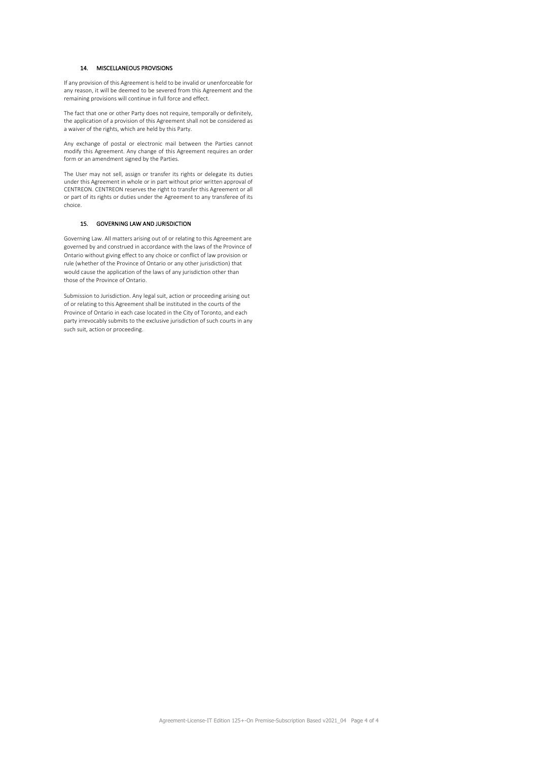## 14. MISCELLANEOUS PROVISIONS

If any provision of this Agreement is held to be invalid or unenforceable for any reason, it will be deemed to be severed from this Agreement and the remaining provisions will continue in full force and effect.

The fact that one or other Party does not require, temporally or definitely, the application of a provision of this Agreement shall not be considered as a waiver of the rights, which are held by this Party.

Any exchange of postal or electronic mail between the Parties cannot modify this Agreement. Any change of this Agreement requires an order form or an amendment signed by the Parties.

The User may not sell, assign or transfer its rights or delegate its duties under this Agreement in whole or in part without prior written approval of CENTREON. CENTREON reserves the right to transfer this Agreement or all or part of its rights or duties under the Agreement to any transferee of its choice.

## 15. GOVERNING LAW AND JURISDICTION

Governing Law. All matters arising out of or relating to this Agreement are governed by and construed in accordance with the laws of the Province of Ontario without giving effect to any choice or conflict of law provision or rule (whether of the Province of Ontario or any other jurisdiction) that would cause the application of the laws of any jurisdiction other than those of the Province of Ontario.

Submission to Jurisdiction. Any legal suit, action or proceeding arising out of or relating to this Agreement shall be instituted in the courts of the Province of Ontario in each case located in the City of Toronto, and each party irrevocably submits to the exclusive jurisdiction of such courts in any such suit, action or proceeding.